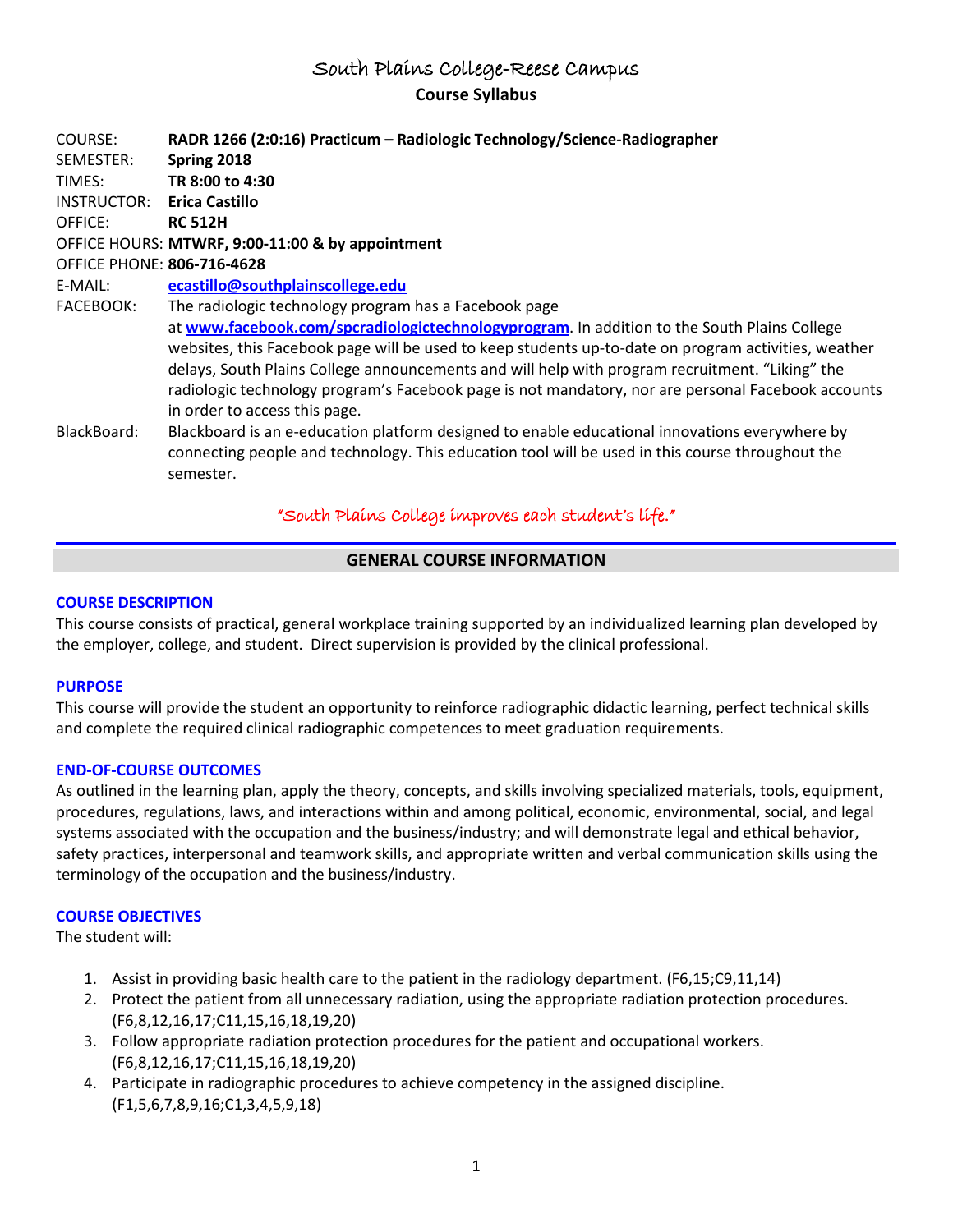# South Plains College-Reese Campus

## Course Syllabus

COURSE: **RADR 1266 (2:0:16) Practicum – Radiologic Technology/Science-Radiographer**
SEMESTER: **Spring 2018**
TIMES: **TR 8:00 to 4:30**
INSTRUCTOR: **Erica Castillo**
OFFICE: **RC 512H**
OFFICE HOURS: **MTWRF, 9:00-11:00 & by appointment**
OFFICE PHONE: **806-716-4628**
E-MAIL: **ecastillo@southplainscollege.edu**
FACEBOOK: The radiologic technology program has a Facebook page at **www.facebook.com/spcradiologictechnologyprogram**. In addition to the South Plains College websites, this Facebook page will be used to keep students up-to-date on program activities, weather delays, South Plains College announcements and will help with program recruitment. "Liking" the radiologic technology program's Facebook page is not mandatory, nor are personal Facebook accounts in order to access this page.
BlackBoard: Blackboard is an e-education platform designed to enable educational innovations everywhere by connecting people and technology. This education tool will be used in this course throughout the semester.

*"South Plains College improves each student's life."*

## GENERAL COURSE INFORMATION

### COURSE DESCRIPTION

This course consists of practical, general workplace training supported by an individualized learning plan developed by the employer, college, and student. Direct supervision is provided by the clinical professional.

### PURPOSE

This course will provide the student an opportunity to reinforce radiographic didactic learning, perfect technical skills and complete the required clinical radiographic competences to meet graduation requirements.

### END-OF-COURSE OUTCOMES

As outlined in the learning plan, apply the theory, concepts, and skills involving specialized materials, tools, equipment, procedures, regulations, laws, and interactions within and among political, economic, environmental, social, and legal systems associated with the occupation and the business/industry; and will demonstrate legal and ethical behavior, safety practices, interpersonal and teamwork skills, and appropriate written and verbal communication skills using the terminology of the occupation and the business/industry.

### COURSE OBJECTIVES

The student will:

1. Assist in providing basic health care to the patient in the radiology department. (F6,15;C9,11,14)
2. Protect the patient from all unnecessary radiation, using the appropriate radiation protection procedures. (F6,8,12,16,17;C11,15,16,18,19,20)
3. Follow appropriate radiation protection procedures for the patient and occupational workers. (F6,8,12,16,17;C11,15,16,18,19,20)
4. Participate in radiographic procedures to achieve competency in the assigned discipline. (F1,5,6,7,8,9,16;C1,3,4,5,9,18)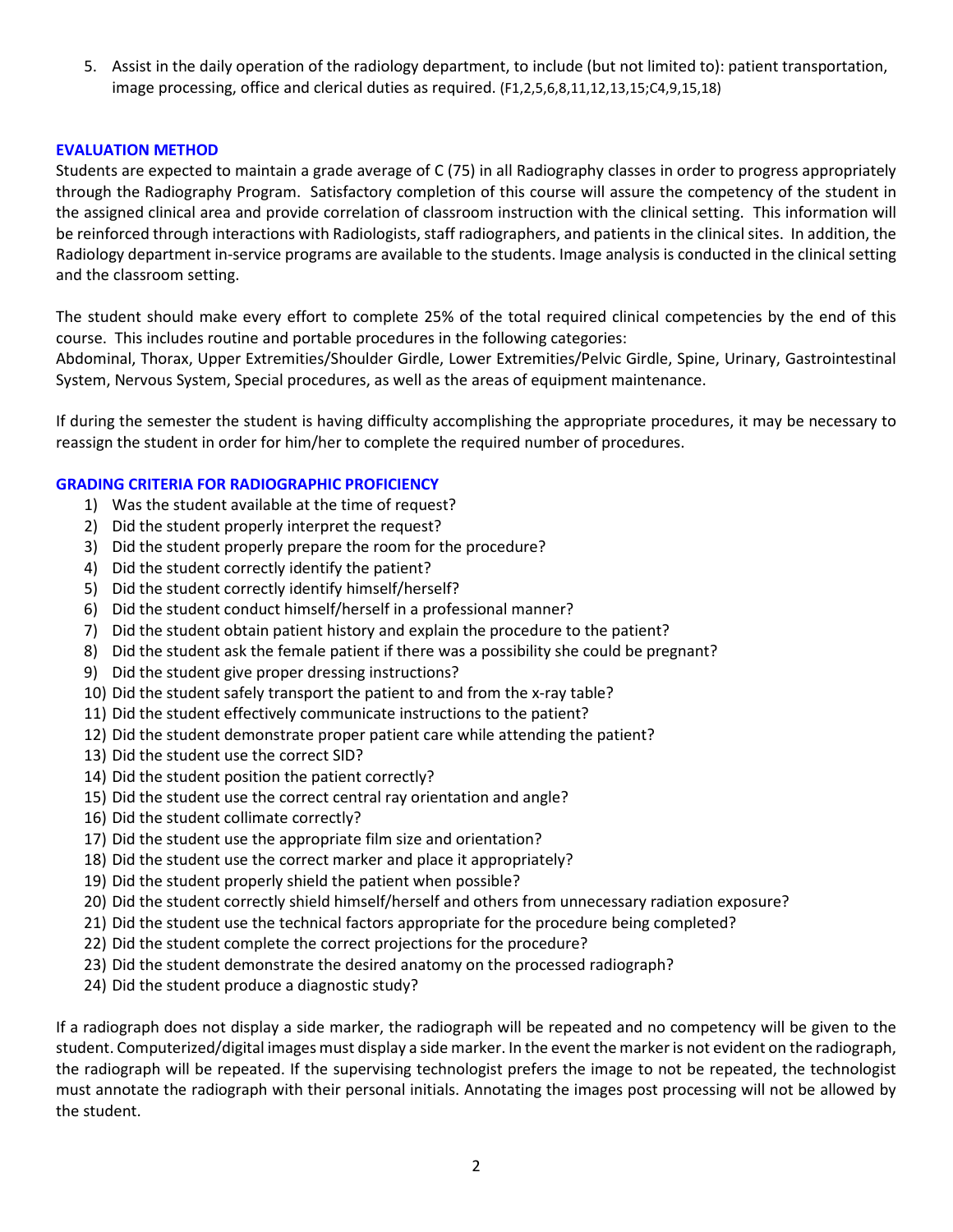5. Assist in the daily operation of the radiology department, to include (but not limited to): patient transportation, image processing, office and clerical duties as required. (F1,2,5,6,8,11,12,13,15;C4,9,15,18)

## EVALUATION METHOD

Students are expected to maintain a grade average of C (75) in all Radiography classes in order to progress appropriately through the Radiography Program. Satisfactory completion of this course will assure the competency of the student in the assigned clinical area and provide correlation of classroom instruction with the clinical setting. This information will be reinforced through interactions with Radiologists, staff radiographers, and patients in the clinical sites. In addition, the Radiology department in-service programs are available to the students. Image analysis is conducted in the clinical setting and the classroom setting.

The student should make every effort to complete 25% of the total required clinical competencies by the end of this course. This includes routine and portable procedures in the following categories:
Abdominal, Thorax, Upper Extremities/Shoulder Girdle, Lower Extremities/Pelvic Girdle, Spine, Urinary, Gastrointestinal System, Nervous System, Special procedures, as well as the areas of equipment maintenance.

If during the semester the student is having difficulty accomplishing the appropriate procedures, it may be necessary to reassign the student in order for him/her to complete the required number of procedures.

## GRADING CRITERIA FOR RADIOGRAPHIC PROFICIENCY

1) Was the student available at the time of request?
2) Did the student properly interpret the request?
3) Did the student properly prepare the room for the procedure?
4) Did the student correctly identify the patient?
5) Did the student correctly identify himself/herself?
6) Did the student conduct himself/herself in a professional manner?
7) Did the student obtain patient history and explain the procedure to the patient?
8) Did the student ask the female patient if there was a possibility she could be pregnant?
9) Did the student give proper dressing instructions?
10) Did the student safely transport the patient to and from the x-ray table?
11) Did the student effectively communicate instructions to the patient?
12) Did the student demonstrate proper patient care while attending the patient?
13) Did the student use the correct SID?
14) Did the student position the patient correctly?
15) Did the student use the correct central ray orientation and angle?
16) Did the student collimate correctly?
17) Did the student use the appropriate film size and orientation?
18) Did the student use the correct marker and place it appropriately?
19) Did the student properly shield the patient when possible?
20) Did the student correctly shield himself/herself and others from unnecessary radiation exposure?
21) Did the student use the technical factors appropriate for the procedure being completed?
22) Did the student complete the correct projections for the procedure?
23) Did the student demonstrate the desired anatomy on the processed radiograph?
24) Did the student produce a diagnostic study?

If a radiograph does not display a side marker, the radiograph will be repeated and no competency will be given to the student. Computerized/digital images must display a side marker. In the event the marker is not evident on the radiograph, the radiograph will be repeated. If the supervising technologist prefers the image to not be repeated, the technologist must annotate the radiograph with their personal initials. Annotating the images post processing will not be allowed by the student.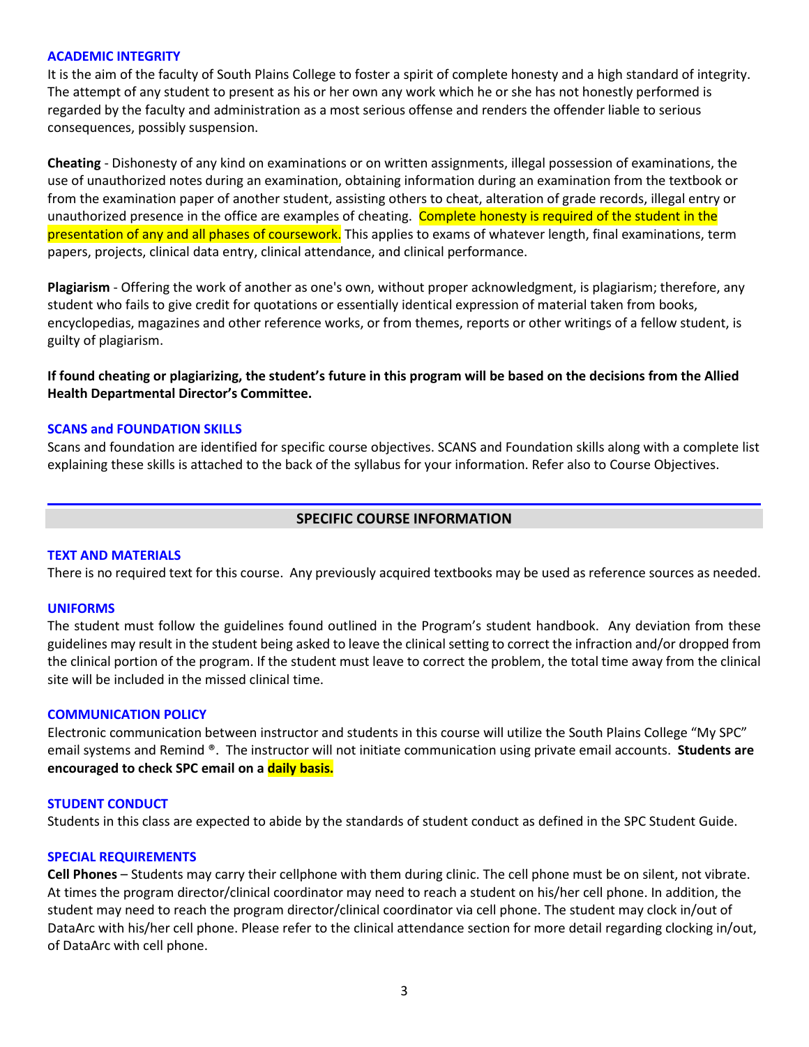## ACADEMIC INTEGRITY

It is the aim of the faculty of South Plains College to foster a spirit of complete honesty and a high standard of integrity. The attempt of any student to present as his or her own any work which he or she has not honestly performed is regarded by the faculty and administration as a most serious offense and renders the offender liable to serious consequences, possibly suspension.

**Cheating** - Dishonesty of any kind on examinations or on written assignments, illegal possession of examinations, the use of unauthorized notes during an examination, obtaining information during an examination from the textbook or from the examination paper of another student, assisting others to cheat, alteration of grade records, illegal entry or unauthorized presence in the office are examples of cheating. Complete honesty is required of the student in the presentation of any and all phases of coursework. This applies to exams of whatever length, final examinations, term papers, projects, clinical data entry, clinical attendance, and clinical performance.

**Plagiarism** - Offering the work of another as one's own, without proper acknowledgment, is plagiarism; therefore, any student who fails to give credit for quotations or essentially identical expression of material taken from books, encyclopedias, magazines and other reference works, or from themes, reports or other writings of a fellow student, is guilty of plagiarism.

**If found cheating or plagiarizing, the student's future in this program will be based on the decisions from the Allied Health Departmental Director's Committee.**

## SCANS and FOUNDATION SKILLS

Scans and foundation are identified for specific course objectives. SCANS and Foundation skills along with a complete list explaining these skills is attached to the back of the syllabus for your information. Refer also to Course Objectives.

# SPECIFIC COURSE INFORMATION

## TEXT AND MATERIALS

There is no required text for this course. Any previously acquired textbooks may be used as reference sources as needed.

## UNIFORMS

The student must follow the guidelines found outlined in the Program's student handbook. Any deviation from these guidelines may result in the student being asked to leave the clinical setting to correct the infraction and/or dropped from the clinical portion of the program. If the student must leave to correct the problem, the total time away from the clinical site will be included in the missed clinical time.

## COMMUNICATION POLICY

Electronic communication between instructor and students in this course will utilize the South Plains College "My SPC" email systems and Remind ®. The instructor will not initiate communication using private email accounts. **Students are encouraged to check SPC email on a daily basis.**

## STUDENT CONDUCT

Students in this class are expected to abide by the standards of student conduct as defined in the SPC Student Guide.

## SPECIAL REQUIREMENTS

**Cell Phones** – Students may carry their cellphone with them during clinic. The cell phone must be on silent, not vibrate. At times the program director/clinical coordinator may need to reach a student on his/her cell phone. In addition, the student may need to reach the program director/clinical coordinator via cell phone. The student may clock in/out of DataArc with his/her cell phone. Please refer to the clinical attendance section for more detail regarding clocking in/out, of DataArc with cell phone.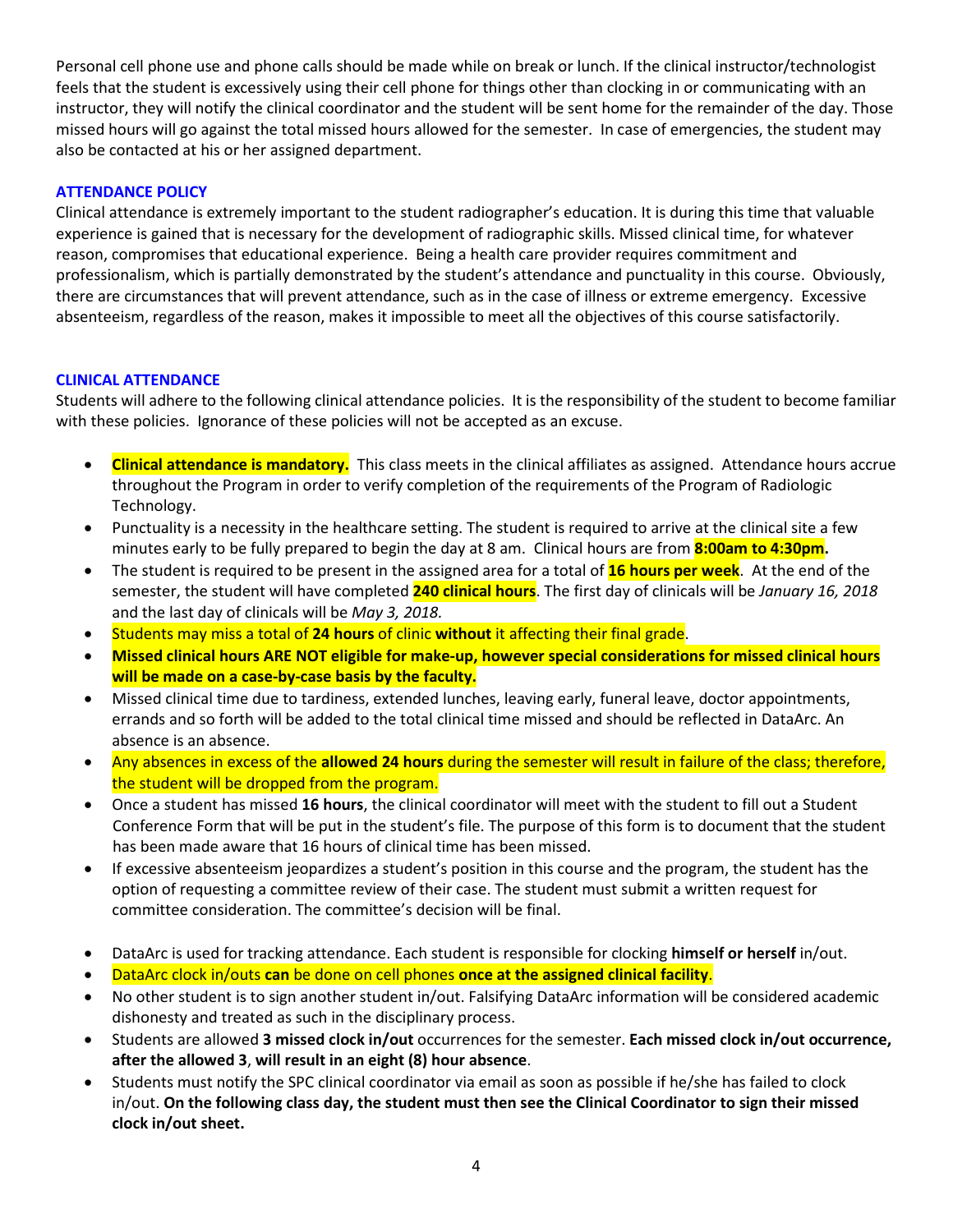Personal cell phone use and phone calls should be made while on break or lunch. If the clinical instructor/technologist feels that the student is excessively using their cell phone for things other than clocking in or communicating with an instructor, they will notify the clinical coordinator and the student will be sent home for the remainder of the day. Those missed hours will go against the total missed hours allowed for the semester. In case of emergencies, the student may also be contacted at his or her assigned department.

### ATTENDANCE POLICY

Clinical attendance is extremely important to the student radiographer's education. It is during this time that valuable experience is gained that is necessary for the development of radiographic skills. Missed clinical time, for whatever reason, compromises that educational experience. Being a health care provider requires commitment and professionalism, which is partially demonstrated by the student's attendance and punctuality in this course. Obviously, there are circumstances that will prevent attendance, such as in the case of illness or extreme emergency. Excessive absenteeism, regardless of the reason, makes it impossible to meet all the objectives of this course satisfactorily.

### CLINICAL ATTENDANCE

Students will adhere to the following clinical attendance policies. It is the responsibility of the student to become familiar with these policies. Ignorance of these policies will not be accepted as an excuse.

- **Clinical attendance is mandatory.** This class meets in the clinical affiliates as assigned. Attendance hours accrue throughout the Program in order to verify completion of the requirements of the Program of Radiologic Technology.
- Punctuality is a necessity in the healthcare setting. The student is required to arrive at the clinical site a few minutes early to be fully prepared to begin the day at 8 am. Clinical hours are from **8:00am to 4:30pm**.
- The student is required to be present in the assigned area for a total of **16 hours per week**. At the end of the semester, the student will have completed **240 clinical hours**. The first day of clinicals will be *January 16, 2018* and the last day of clinicals will be *May 3, 2018.*
- Students may miss a total of **24 hours** of clinic **without** it affecting their final grade.
- **Missed clinical hours ARE NOT eligible for make-up, however special considerations for missed clinical hours will be made on a case-by-case basis by the faculty.**
- Missed clinical time due to tardiness, extended lunches, leaving early, funeral leave, doctor appointments, errands and so forth will be added to the total clinical time missed and should be reflected in DataArc. An absence is an absence.
- Any absences in excess of the **allowed 24 hours** during the semester will result in failure of the class; therefore, the student will be dropped from the program.
- Once a student has missed **16 hours**, the clinical coordinator will meet with the student to fill out a Student Conference Form that will be put in the student's file. The purpose of this form is to document that the student has been made aware that 16 hours of clinical time has been missed.
- If excessive absenteeism jeopardizes a student's position in this course and the program, the student has the option of requesting a committee review of their case. The student must submit a written request for committee consideration. The committee's decision will be final.
- DataArc is used for tracking attendance. Each student is responsible for clocking **himself or herself** in/out.
- DataArc clock in/outs **can** be done on cell phones **once at the assigned clinical facility**.
- No other student is to sign another student in/out. Falsifying DataArc information will be considered academic dishonesty and treated as such in the disciplinary process.
- Students are allowed **3 missed clock in/out** occurrences for the semester. **Each missed clock in/out occurrence, after the allowed 3**, **will result in an eight (8) hour absence**.
- Students must notify the SPC clinical coordinator via email as soon as possible if he/she has failed to clock in/out. **On the following class day, the student must then see the Clinical Coordinator to sign their missed clock in/out sheet.**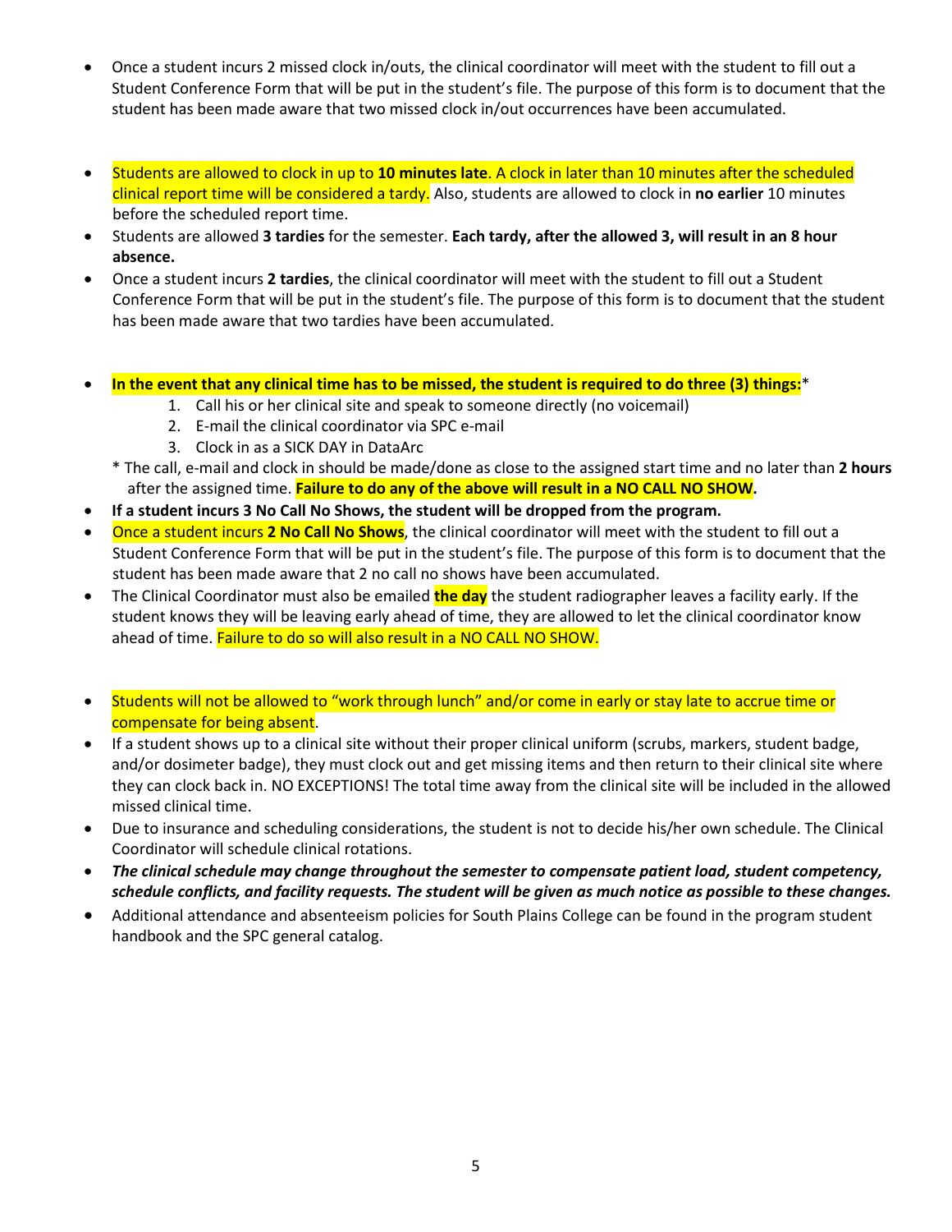- Once a student incurs 2 missed clock in/outs, the clinical coordinator will meet with the student to fill out a Student Conference Form that will be put in the student's file. The purpose of this form is to document that the student has been made aware that two missed clock in/out occurrences have been accumulated.

- Students are allowed to clock in up to **10 minutes late**. A clock in later than 10 minutes after the scheduled clinical report time will be considered a tardy. Also, students are allowed to clock in **no earlier** 10 minutes before the scheduled report time.
- Students are allowed **3 tardies** for the semester. **Each tardy, after the allowed 3, will result in an 8 hour absence.**
- Once a student incurs **2 tardies**, the clinical coordinator will meet with the student to fill out a Student Conference Form that will be put in the student's file. The purpose of this form is to document that the student has been made aware that two tardies have been accumulated.

- **In the event that any clinical time has to be missed, the student is required to do three (3) things:***
  1. Call his or her clinical site and speak to someone directly (no voicemail)
  2. E-mail the clinical coordinator via SPC e-mail
  3. Clock in as a SICK DAY in DataArc

  * The call, e-mail and clock in should be made/done as close to the assigned start time and no later than **2 hours** after the assigned time. **Failure to do any of the above will result in a NO CALL NO SHOW.**
- **If a student incurs 3 No Call No Shows, the student will be dropped from the program.**
- Once a student incurs **2 No Call No Shows**, the clinical coordinator will meet with the student to fill out a Student Conference Form that will be put in the student's file. The purpose of this form is to document that the student has been made aware that 2 no call no shows have been accumulated.
- The Clinical Coordinator must also be emailed **the day** the student radiographer leaves a facility early. If the student knows they will be leaving early ahead of time, they are allowed to let the clinical coordinator know ahead of time. Failure to do so will also result in a NO CALL NO SHOW.

- Students will not be allowed to "work through lunch" and/or come in early or stay late to accrue time or compensate for being absent.
- If a student shows up to a clinical site without their proper clinical uniform (scrubs, markers, student badge, and/or dosimeter badge), they must clock out and get missing items and then return to their clinical site where they can clock back in. NO EXCEPTIONS! The total time away from the clinical site will be included in the allowed missed clinical time.
- Due to insurance and scheduling considerations, the student is not to decide his/her own schedule. The Clinical Coordinator will schedule clinical rotations.
- ***The clinical schedule may change throughout the semester to compensate patient load, student competency, schedule conflicts, and facility requests. The student will be given as much notice as possible to these changes.***
- Additional attendance and absenteeism policies for South Plains College can be found in the program student handbook and the SPC general catalog.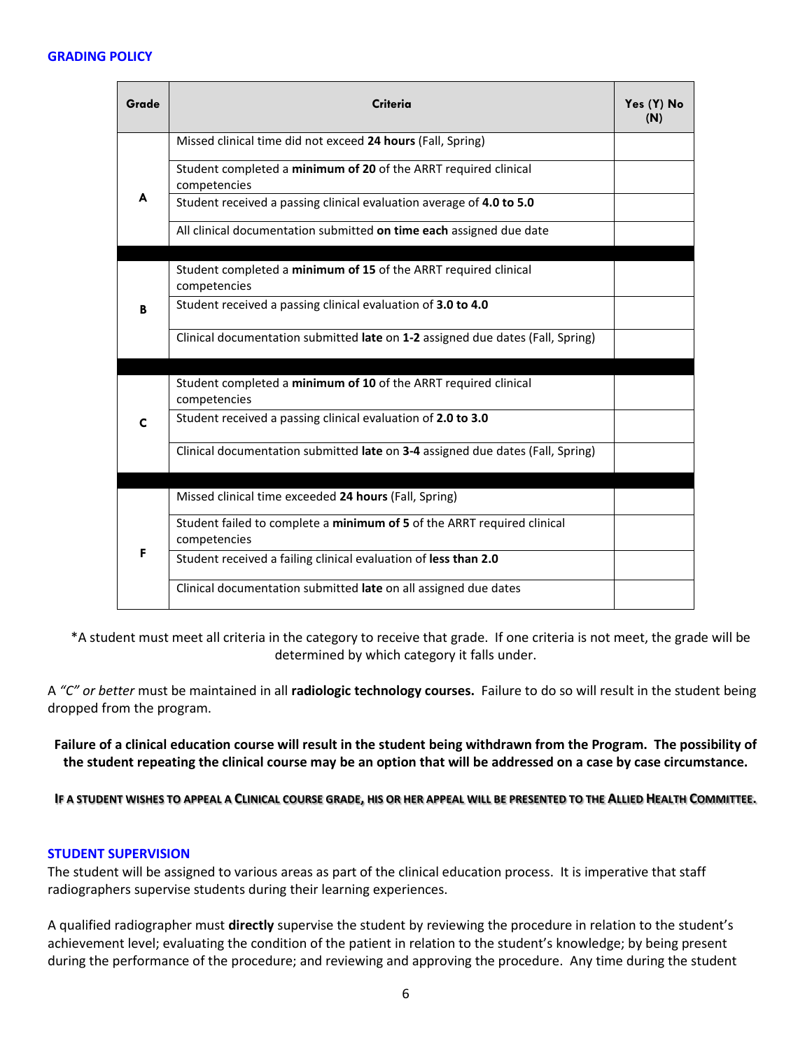## GRADING POLICY

| Grade | Criteria | Yes (Y) No (N) |
|---|---|---|
| A | Missed clinical time did not exceed **24 hours** (Fall, Spring) | |
| | Student completed a **minimum of 20** of the ARRT required clinical competencies | |
| | Student received a passing clinical evaluation average of **4.0 to 5.0** | |
| | All clinical documentation submitted **on time each** assigned due date | |
| B | Student completed a **minimum of 15** of the ARRT required clinical competencies | |
| | Student received a passing clinical evaluation of **3.0 to 4.0** | |
| | Clinical documentation submitted **late** on **1-2** assigned due dates (Fall, Spring) | |
| C | Student completed a **minimum of 10** of the ARRT required clinical competencies | |
| | Student received a passing clinical evaluation of **2.0 to 3.0** | |
| | Clinical documentation submitted **late** on **3-4** assigned due dates (Fall, Spring) | |
| F | Missed clinical time exceeded **24 hours** (Fall, Spring) | |
| | Student failed to complete a **minimum of 5** of the ARRT required clinical competencies | |
| | Student received a failing clinical evaluation of **less than 2.0** | |
| | Clinical documentation submitted **late** on all assigned due dates | |

*A student must meet all criteria in the category to receive that grade. If one criteria is not meet, the grade will be determined by which category it falls under.

A *"C" or better* must be maintained in all **radiologic technology courses.** Failure to do so will result in the student being dropped from the program.

**Failure of a clinical education course will result in the student being withdrawn from the Program. The possibility of the student repeating the clinical course may be an option that will be addressed on a case by case circumstance.**

**IF A STUDENT WISHES TO APPEAL A CLINICAL COURSE GRADE, HIS OR HER APPEAL WILL BE PRESENTED TO THE ALLIED HEALTH COMMITTEE.**

## STUDENT SUPERVISION

The student will be assigned to various areas as part of the clinical education process. It is imperative that staff radiographers supervise students during their learning experiences.

A qualified radiographer must **directly** supervise the student by reviewing the procedure in relation to the student's achievement level; evaluating the condition of the patient in relation to the student's knowledge; by being present during the performance of the procedure; and reviewing and approving the procedure. Any time during the student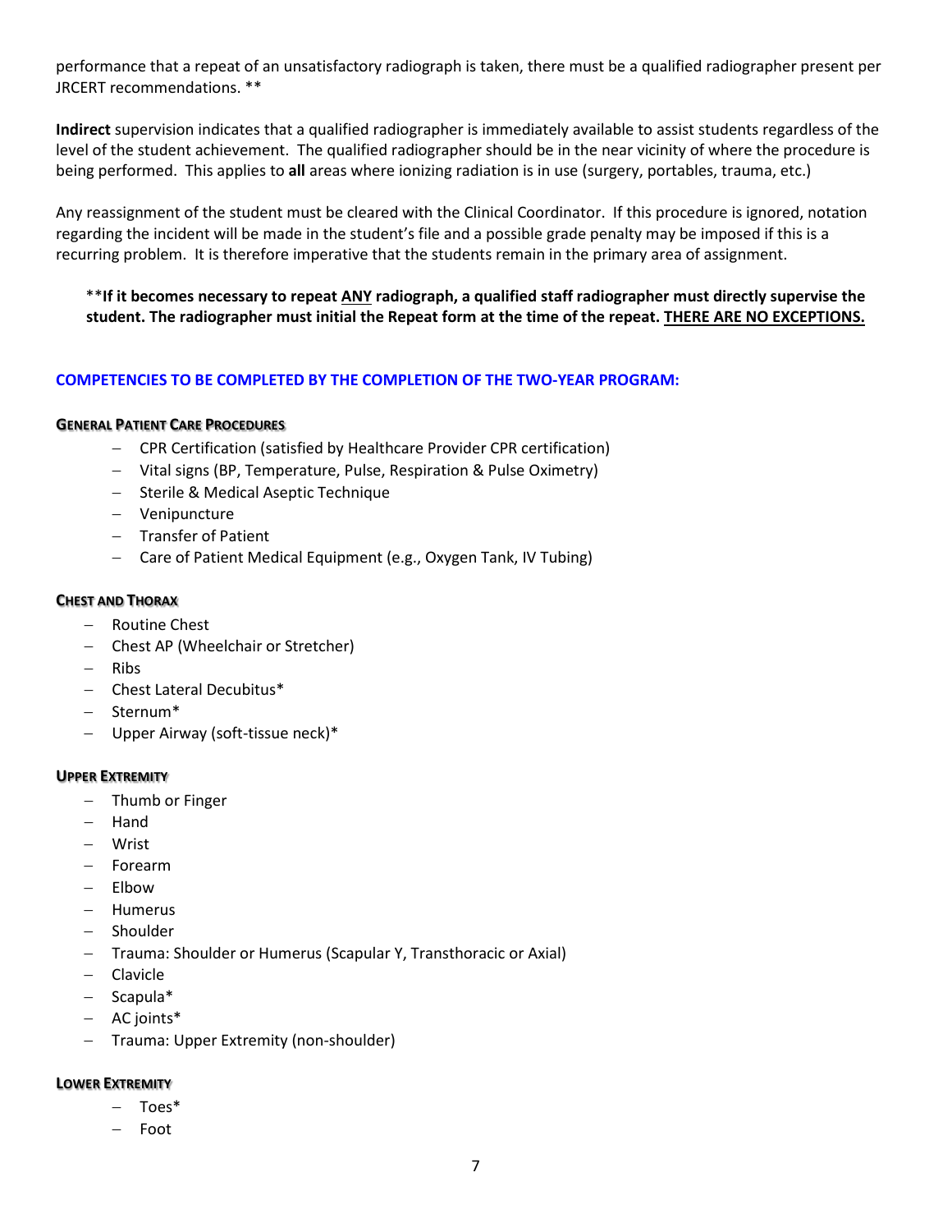performance that a repeat of an unsatisfactory radiograph is taken, there must be a qualified radiographer present per JRCERT recommendations. **

**Indirect** supervision indicates that a qualified radiographer is immediately available to assist students regardless of the level of the student achievement. The qualified radiographer should be in the near vicinity of where the procedure is being performed. This applies to **all** areas where ionizing radiation is in use (surgery, portables, trauma, etc.)

Any reassignment of the student must be cleared with the Clinical Coordinator. If this procedure is ignored, notation regarding the incident will be made in the student's file and a possible grade penalty may be imposed if this is a recurring problem. It is therefore imperative that the students remain in the primary area of assignment.

> **If it becomes necessary to repeat <u>ANY</u> radiograph, a qualified staff radiographer must directly supervise the student. The radiographer must initial the Repeat form at the time of the repeat. <u>THERE ARE NO EXCEPTIONS.</u>**

## COMPETENCIES TO BE COMPLETED BY THE COMPLETION OF THE TWO-YEAR PROGRAM:

### General Patient Care Procedures

- CPR Certification (satisfied by Healthcare Provider CPR certification)
- Vital signs (BP, Temperature, Pulse, Respiration & Pulse Oximetry)
- Sterile & Medical Aseptic Technique
- Venipuncture
- Transfer of Patient
- Care of Patient Medical Equipment (e.g., Oxygen Tank, IV Tubing)

### Chest and Thorax

- Routine Chest
- Chest AP (Wheelchair or Stretcher)
- Ribs
- Chest Lateral Decubitus*
- Sternum*
- Upper Airway (soft-tissue neck)*

### Upper Extremity

- Thumb or Finger
- Hand
- Wrist
- Forearm
- Elbow
- Humerus
- Shoulder
- Trauma: Shoulder or Humerus (Scapular Y, Transthoracic or Axial)
- Clavicle
- Scapula*
- AC joints*
- Trauma: Upper Extremity (non-shoulder)

### Lower Extremity

- Toes*
- Foot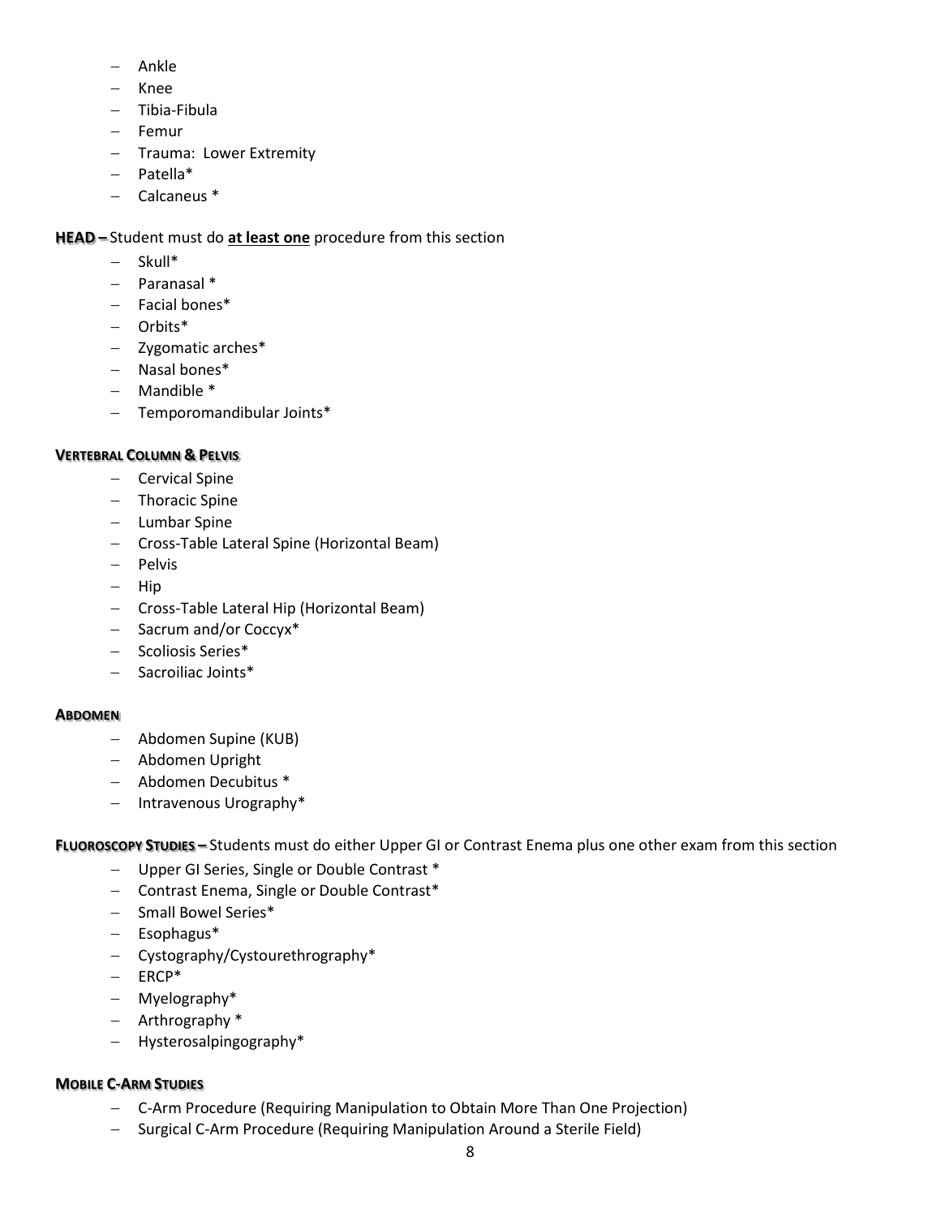- Ankle
- Knee
- Tibia-Fibula
- Femur
- Trauma: Lower Extremity
- Patella*
- Calcaneus *

**HEAD –** Student must do **<u>at least one</u>** procedure from this section

- Skull*
- Paranasal *
- Facial bones*
- Orbits*
- Zygomatic arches*
- Nasal bones*
- Mandible *
- Temporomandibular Joints*

**<u>VERTEBRAL COLUMN & PELVIS</u>**

- Cervical Spine
- Thoracic Spine
- Lumbar Spine
- Cross-Table Lateral Spine (Horizontal Beam)
- Pelvis
- Hip
- Cross-Table Lateral Hip (Horizontal Beam)
- Sacrum and/or Coccyx*
- Scoliosis Series*
- Sacroiliac Joints*

**<u>ABDOMEN</u>**

- Abdomen Supine (KUB)
- Abdomen Upright
- Abdomen Decubitus *
- Intravenous Urography*

**<u>FLUOROSCOPY STUDIES</u> –** Students must do either Upper GI or Contrast Enema plus one other exam from this section

- Upper GI Series, Single or Double Contrast *
- Contrast Enema, Single or Double Contrast*
- Small Bowel Series*
- Esophagus*
- Cystography/Cystourethrography*
- ERCP*
- Myelography*
- Arthrography *
- Hysterosalpingography*

**<u>MOBILE C-ARM STUDIES</u>**

- C-Arm Procedure (Requiring Manipulation to Obtain More Than One Projection)
- Surgical C-Arm Procedure (Requiring Manipulation Around a Sterile Field)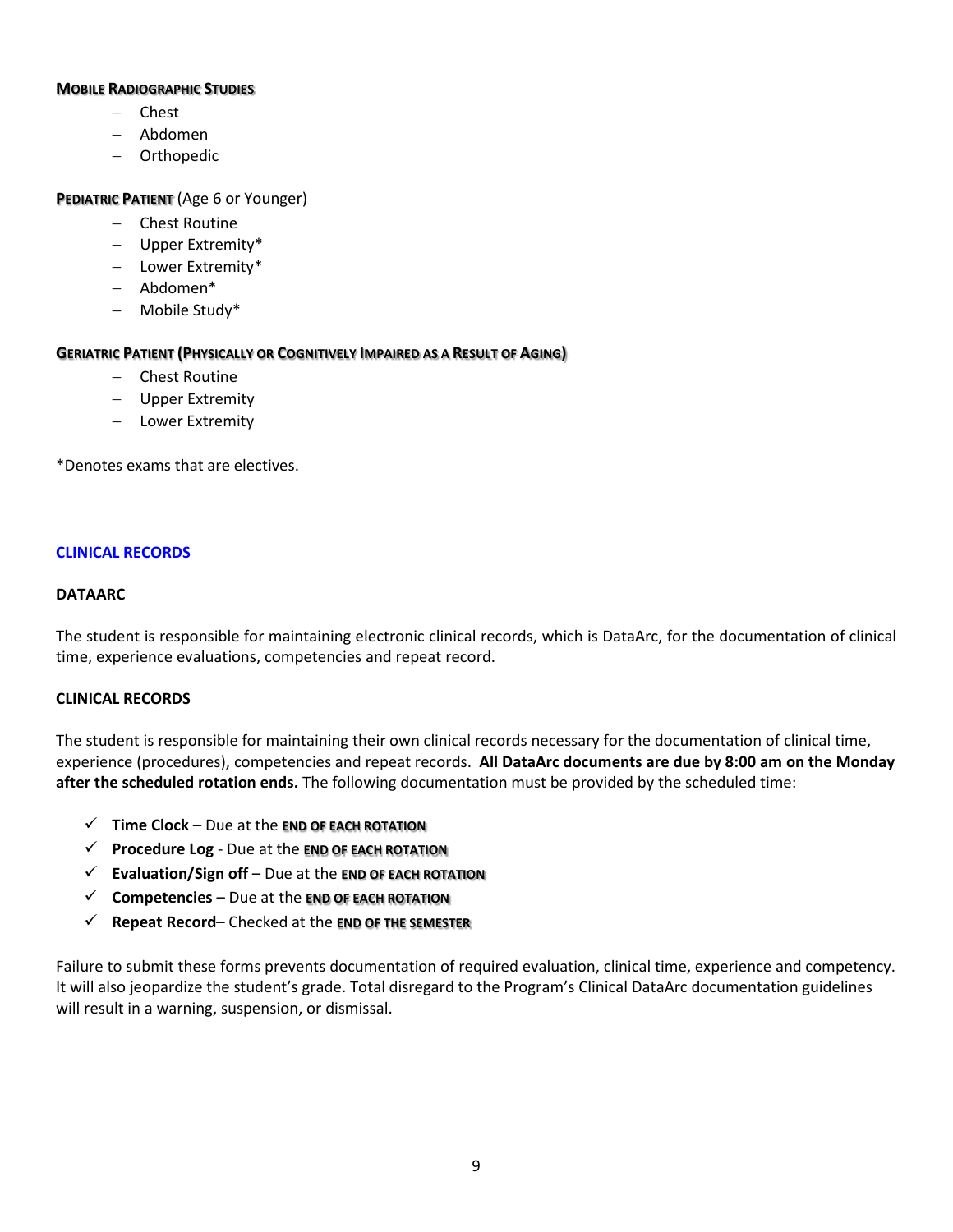**MOBILE RADIOGRAPHIC STUDIES**

- Chest
- Abdomen
- Orthopedic

**PEDIATRIC PATIENT** (Age 6 or Younger)

- Chest Routine
- Upper Extremity*
- Lower Extremity*
- Abdomen*
- Mobile Study*

**GERIATRIC PATIENT (PHYSICALLY OR COGNITIVELY IMPAIRED AS A RESULT OF AGING)**

- Chest Routine
- Upper Extremity
- Lower Extremity

*Denotes exams that are electives.

## CLINICAL RECORDS

### DATAARC

The student is responsible for maintaining electronic clinical records, which is DataArc, for the documentation of clinical time, experience evaluations, competencies and repeat record.

### CLINICAL RECORDS

The student is responsible for maintaining their own clinical records necessary for the documentation of clinical time, experience (procedures), competencies and repeat records. **All DataArc documents are due by 8:00 am on the Monday after the scheduled rotation ends.** The following documentation must be provided by the scheduled time:

- ✓ **Time Clock** – Due at the **END OF EACH ROTATION**
- ✓ **Procedure Log** - Due at the **END OF EACH ROTATION**
- ✓ **Evaluation/Sign off** – Due at the **END OF EACH ROTATION**
- ✓ **Competencies** – Due at the **END OF EACH ROTATION**
- ✓ **Repeat Record**– Checked at the **END OF THE SEMESTER**

Failure to submit these forms prevents documentation of required evaluation, clinical time, experience and competency. It will also jeopardize the student's grade. Total disregard to the Program's Clinical DataArc documentation guidelines will result in a warning, suspension, or dismissal.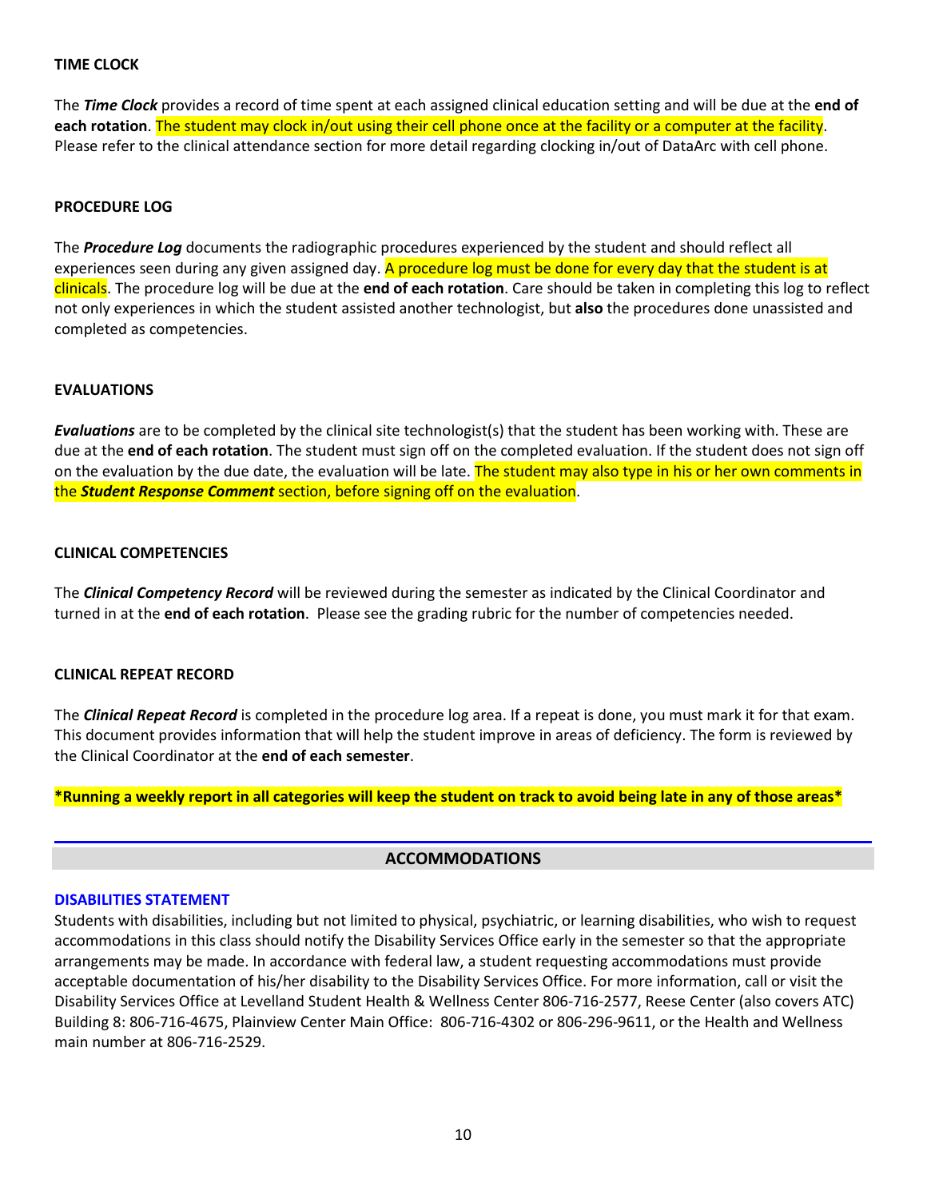### TIME CLOCK

The ***Time Clock*** provides a record of time spent at each assigned clinical education setting and will be due at the **end of each rotation**. The student may clock in/out using their cell phone once at the facility or a computer at the facility. Please refer to the clinical attendance section for more detail regarding clocking in/out of DataArc with cell phone.

### PROCEDURE LOG

The ***Procedure Log*** documents the radiographic procedures experienced by the student and should reflect all experiences seen during any given assigned day. A procedure log must be done for every day that the student is at clinicals. The procedure log will be due at the **end of each rotation**. Care should be taken in completing this log to reflect not only experiences in which the student assisted another technologist, but **also** the procedures done unassisted and completed as competencies.

### EVALUATIONS

***Evaluations*** are to be completed by the clinical site technologist(s) that the student has been working with. These are due at the **end of each rotation**. The student must sign off on the completed evaluation. If the student does not sign off on the evaluation by the due date, the evaluation will be late. The student may also type in his or her own comments in the ***Student Response Comment*** section, before signing off on the evaluation.

### CLINICAL COMPETENCIES

The ***Clinical Competency Record*** will be reviewed during the semester as indicated by the Clinical Coordinator and turned in at the **end of each rotation**. Please see the grading rubric for the number of competencies needed.

### CLINICAL REPEAT RECORD

The ***Clinical Repeat Record*** is completed in the procedure log area. If a repeat is done, you must mark it for that exam. This document provides information that will help the student improve in areas of deficiency. The form is reviewed by the Clinical Coordinator at the **end of each semester**.

**\*Running a weekly report in all categories will keep the student on track to avoid being late in any of those areas\***

## ACCOMMODATIONS

### DISABILITIES STATEMENT

Students with disabilities, including but not limited to physical, psychiatric, or learning disabilities, who wish to request accommodations in this class should notify the Disability Services Office early in the semester so that the appropriate arrangements may be made. In accordance with federal law, a student requesting accommodations must provide acceptable documentation of his/her disability to the Disability Services Office. For more information, call or visit the Disability Services Office at Levelland Student Health & Wellness Center 806-716-2577, Reese Center (also covers ATC) Building 8: 806-716-4675, Plainview Center Main Office: 806-716-4302 or 806-296-9611, or the Health and Wellness main number at 806-716-2529.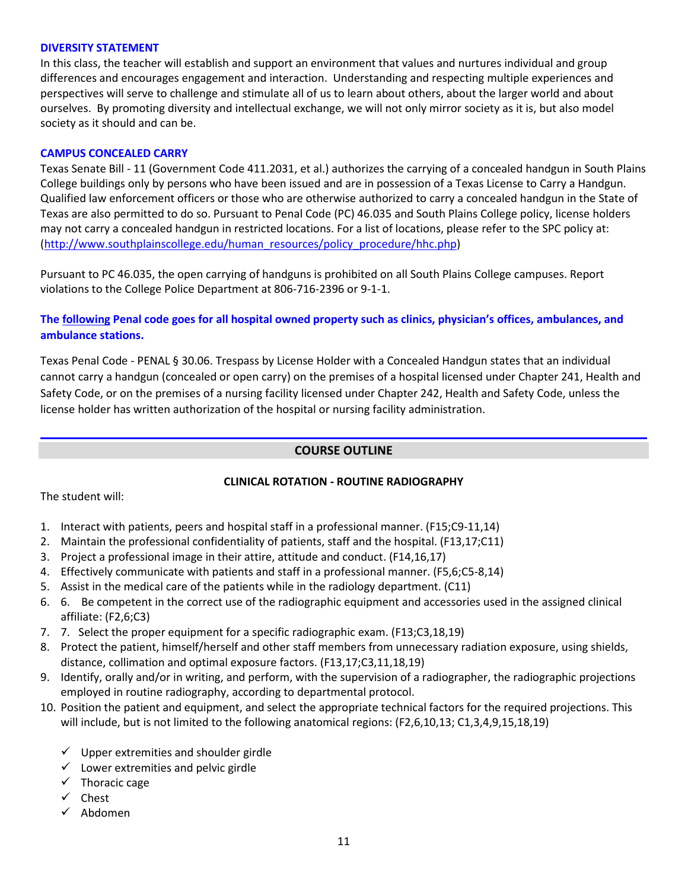### DIVERSITY STATEMENT

In this class, the teacher will establish and support an environment that values and nurtures individual and group differences and encourages engagement and interaction. Understanding and respecting multiple experiences and perspectives will serve to challenge and stimulate all of us to learn about others, about the larger world and about ourselves. By promoting diversity and intellectual exchange, we will not only mirror society as it is, but also model society as it should and can be.

### CAMPUS CONCEALED CARRY

Texas Senate Bill - 11 (Government Code 411.2031, et al.) authorizes the carrying of a concealed handgun in South Plains College buildings only by persons who have been issued and are in possession of a Texas License to Carry a Handgun. Qualified law enforcement officers or those who are otherwise authorized to carry a concealed handgun in the State of Texas are also permitted to do so. Pursuant to Penal Code (PC) 46.035 and South Plains College policy, license holders may not carry a concealed handgun in restricted locations. For a list of locations, please refer to the SPC policy at: (http://www.southplainscollege.edu/human_resources/policy_procedure/hhc.php)

Pursuant to PC 46.035, the open carrying of handguns is prohibited on all South Plains College campuses. Report violations to the College Police Department at 806-716-2396 or 9-1-1.

**The following Penal code goes for all hospital owned property such as clinics, physician's offices, ambulances, and ambulance stations.**

Texas Penal Code - PENAL § 30.06. Trespass by License Holder with a Concealed Handgun states that an individual cannot carry a handgun (concealed or open carry) on the premises of a hospital licensed under Chapter 241, Health and Safety Code, or on the premises of a nursing facility licensed under Chapter 242, Health and Safety Code, unless the license holder has written authorization of the hospital or nursing facility administration.

## COURSE OUTLINE

### CLINICAL ROTATION - ROUTINE RADIOGRAPHY

The student will:

1. Interact with patients, peers and hospital staff in a professional manner. (F15;C9-11,14)
2. Maintain the professional confidentiality of patients, staff and the hospital. (F13,17;C11)
3. Project a professional image in their attire, attitude and conduct. (F14,16,17)
4. Effectively communicate with patients and staff in a professional manner. (F5,6;C5-8,14)
5. Assist in the medical care of the patients while in the radiology department. (C11)
6. 6. Be competent in the correct use of the radiographic equipment and accessories used in the assigned clinical affiliate: (F2,6;C3)
7. 7. Select the proper equipment for a specific radiographic exam. (F13;C3,18,19)
8. Protect the patient, himself/herself and other staff members from unnecessary radiation exposure, using shields, distance, collimation and optimal exposure factors. (F13,17;C3,11,18,19)
9. Identify, orally and/or in writing, and perform, with the supervision of a radiographer, the radiographic projections employed in routine radiography, according to departmental protocol.
10. Position the patient and equipment, and select the appropriate technical factors for the required projections. This will include, but is not limited to the following anatomical regions: (F2,6,10,13; C1,3,4,9,15,18,19)
    - ✓ Upper extremities and shoulder girdle
    - ✓ Lower extremities and pelvic girdle
    - ✓ Thoracic cage
    - ✓ Chest
    - ✓ Abdomen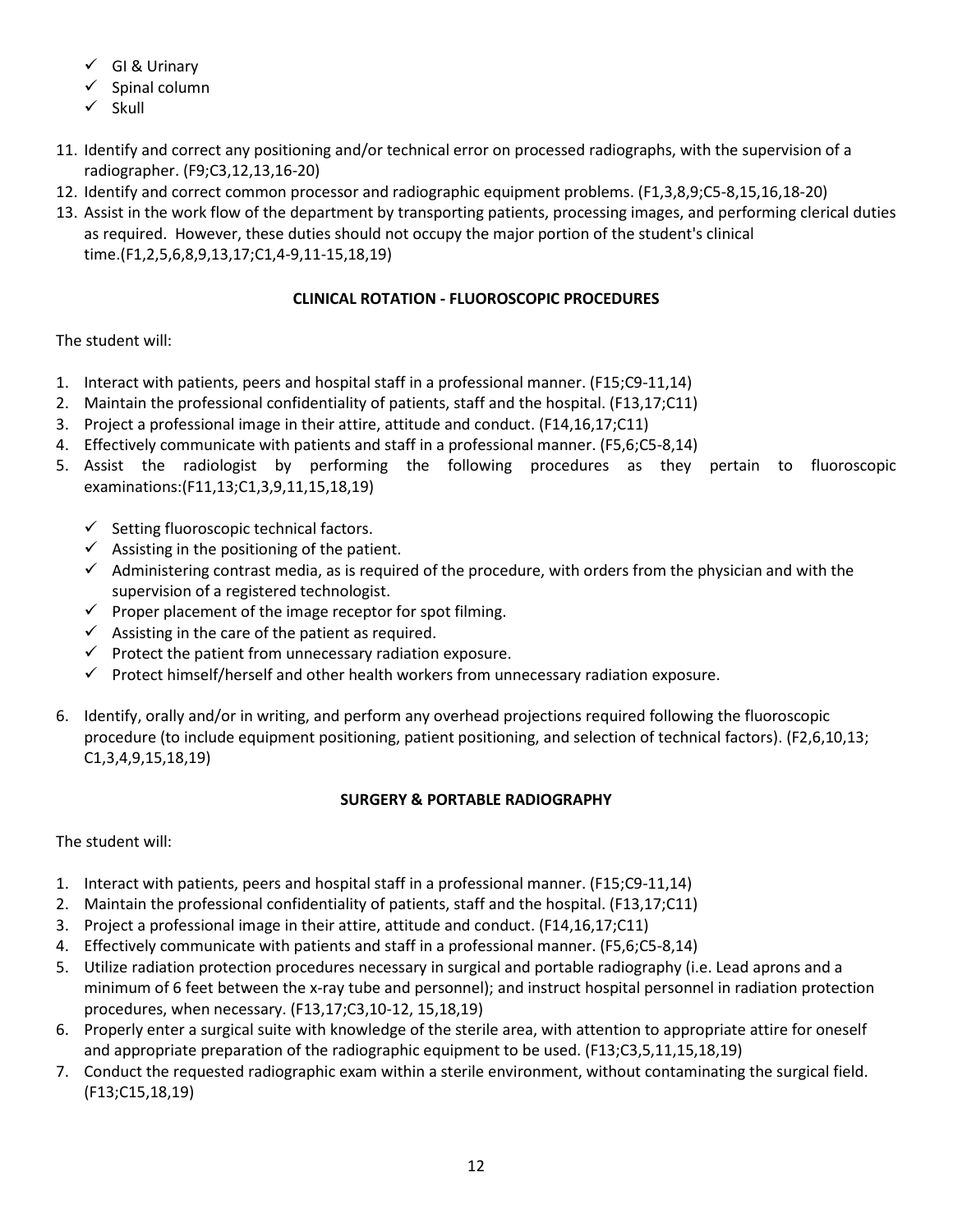- ✓ GI & Urinary
- ✓ Spinal column
- ✓ Skull

11. Identify and correct any positioning and/or technical error on processed radiographs, with the supervision of a radiographer. (F9;C3,12,13,16-20)
12. Identify and correct common processor and radiographic equipment problems. (F1,3,8,9;C5-8,15,16,18-20)
13. Assist in the work flow of the department by transporting patients, processing images, and performing clerical duties as required. However, these duties should not occupy the major portion of the student's clinical time.(F1,2,5,6,8,9,13,17;C1,4-9,11-15,18,19)

### CLINICAL ROTATION - FLUOROSCOPIC PROCEDURES

The student will:

1. Interact with patients, peers and hospital staff in a professional manner. (F15;C9-11,14)
2. Maintain the professional confidentiality of patients, staff and the hospital. (F13,17;C11)
3. Project a professional image in their attire, attitude and conduct. (F14,16,17;C11)
4. Effectively communicate with patients and staff in a professional manner. (F5,6;C5-8,14)
5. Assist the radiologist by performing the following procedures as they pertain to fluoroscopic examinations:(F11,13;C1,3,9,11,15,18,19)
   - ✓ Setting fluoroscopic technical factors.
   - ✓ Assisting in the positioning of the patient.
   - ✓ Administering contrast media, as is required of the procedure, with orders from the physician and with the supervision of a registered technologist.
   - ✓ Proper placement of the image receptor for spot filming.
   - ✓ Assisting in the care of the patient as required.
   - ✓ Protect the patient from unnecessary radiation exposure.
   - ✓ Protect himself/herself and other health workers from unnecessary radiation exposure.
6. Identify, orally and/or in writing, and perform any overhead projections required following the fluoroscopic procedure (to include equipment positioning, patient positioning, and selection of technical factors). (F2,6,10,13; C1,3,4,9,15,18,19)

### SURGERY & PORTABLE RADIOGRAPHY

The student will:

1. Interact with patients, peers and hospital staff in a professional manner. (F15;C9-11,14)
2. Maintain the professional confidentiality of patients, staff and the hospital. (F13,17;C11)
3. Project a professional image in their attire, attitude and conduct. (F14,16,17;C11)
4. Effectively communicate with patients and staff in a professional manner. (F5,6;C5-8,14)
5. Utilize radiation protection procedures necessary in surgical and portable radiography (i.e. Lead aprons and a minimum of 6 feet between the x-ray tube and personnel); and instruct hospital personnel in radiation protection procedures, when necessary. (F13,17;C3,10-12, 15,18,19)
6. Properly enter a surgical suite with knowledge of the sterile area, with attention to appropriate attire for oneself and appropriate preparation of the radiographic equipment to be used. (F13;C3,5,11,15,18,19)
7. Conduct the requested radiographic exam within a sterile environment, without contaminating the surgical field. (F13;C15,18,19)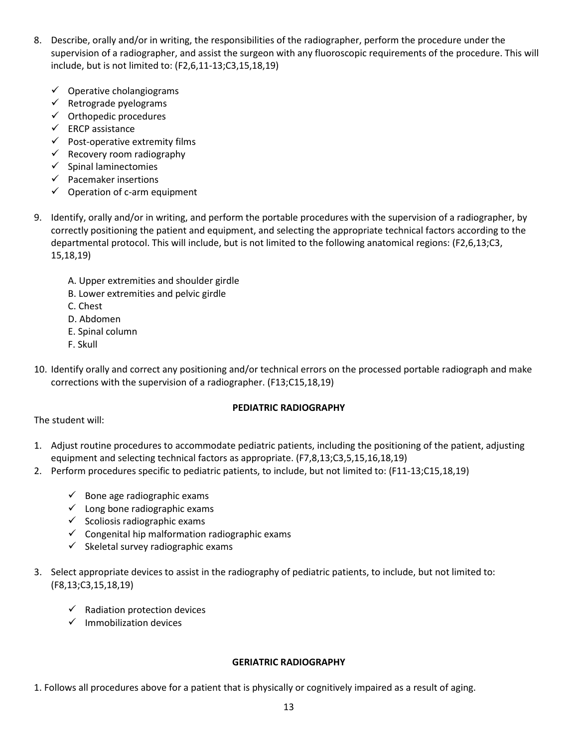8. Describe, orally and/or in writing, the responsibilities of the radiographer, perform the procedure under the supervision of a radiographer, and assist the surgeon with any fluoroscopic requirements of the procedure. This will include, but is not limited to: (F2,6,11-13;C3,15,18,19)

   - ✓ Operative cholangiograms
   - ✓ Retrograde pyelograms
   - ✓ Orthopedic procedures
   - ✓ ERCP assistance
   - ✓ Post-operative extremity films
   - ✓ Recovery room radiography
   - ✓ Spinal laminectomies
   - ✓ Pacemaker insertions
   - ✓ Operation of c-arm equipment

9. Identify, orally and/or in writing, and perform the portable procedures with the supervision of a radiographer, by correctly positioning the patient and equipment, and selecting the appropriate technical factors according to the departmental protocol. This will include, but is not limited to the following anatomical regions: (F2,6,13;C3, 15,18,19)

   A. Upper extremities and shoulder girdle
   B. Lower extremities and pelvic girdle
   C. Chest
   D. Abdomen
   E. Spinal column
   F. Skull

10. Identify orally and correct any positioning and/or technical errors on the processed portable radiograph and make corrections with the supervision of a radiographer. (F13;C15,18,19)

## PEDIATRIC RADIOGRAPHY

The student will:

1. Adjust routine procedures to accommodate pediatric patients, including the positioning of the patient, adjusting equipment and selecting technical factors as appropriate. (F7,8,13;C3,5,15,16,18,19)
2. Perform procedures specific to pediatric patients, to include, but not limited to: (F11-13;C15,18,19)

   - ✓ Bone age radiographic exams
   - ✓ Long bone radiographic exams
   - ✓ Scoliosis radiographic exams
   - ✓ Congenital hip malformation radiographic exams
   - ✓ Skeletal survey radiographic exams

3. Select appropriate devices to assist in the radiography of pediatric patients, to include, but not limited to: (F8,13;C3,15,18,19)

   - ✓ Radiation protection devices
   - ✓ Immobilization devices

## GERIATRIC RADIOGRAPHY

1. Follows all procedures above for a patient that is physically or cognitively impaired as a result of aging.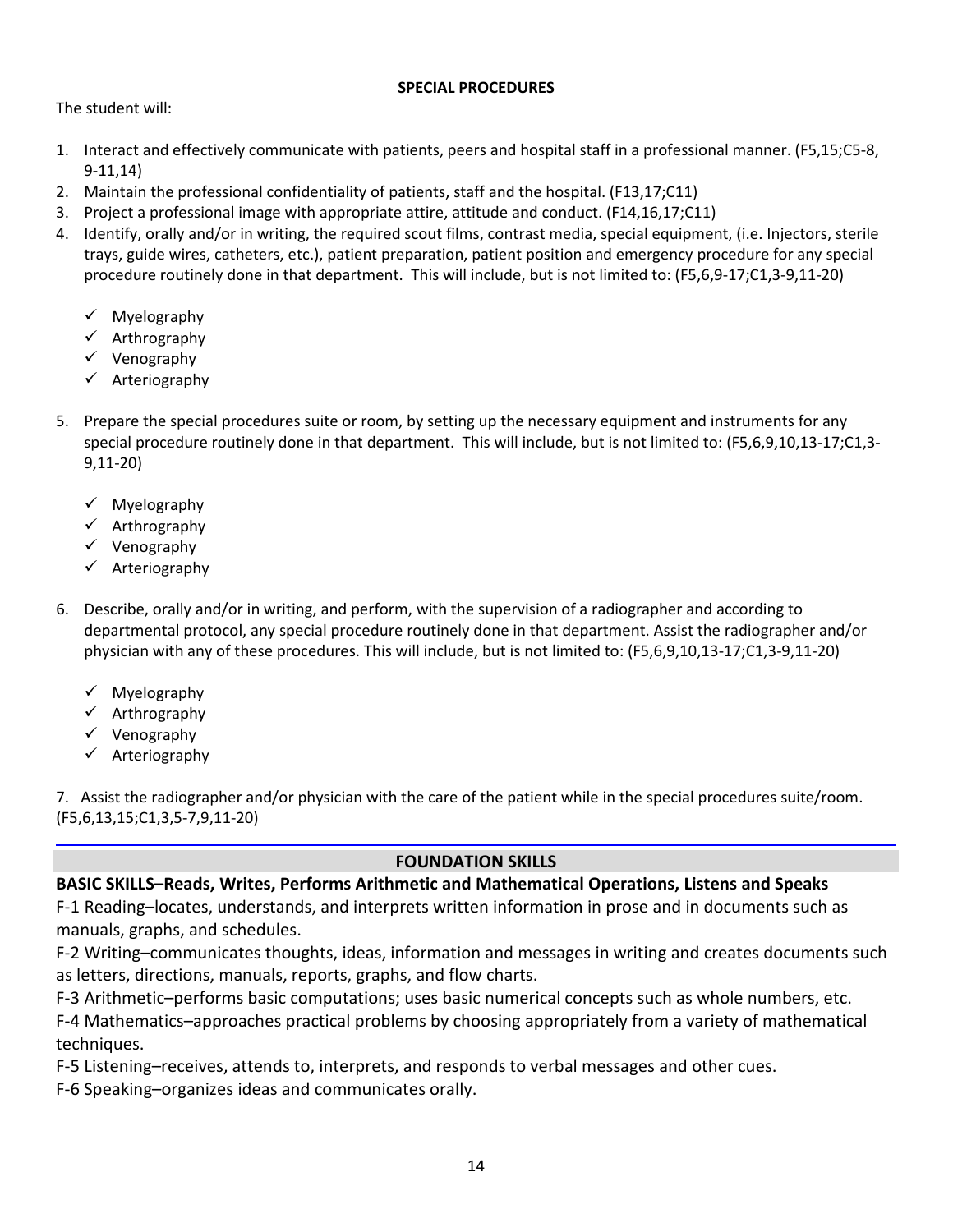## SPECIAL PROCEDURES

The student will:

1. Interact and effectively communicate with patients, peers and hospital staff in a professional manner. (F5,15;C5-8, 9-11,14)
2. Maintain the professional confidentiality of patients, staff and the hospital. (F13,17;C11)
3. Project a professional image with appropriate attire, attitude and conduct. (F14,16,17;C11)
4. Identify, orally and/or in writing, the required scout films, contrast media, special equipment, (i.e. Injectors, sterile trays, guide wires, catheters, etc.), patient preparation, patient position and emergency procedure for any special procedure routinely done in that department. This will include, but is not limited to: (F5,6,9-17;C1,3-9,11-20)
   - ✓ Myelography
   - ✓ Arthrography
   - ✓ Venography
   - ✓ Arteriography
5. Prepare the special procedures suite or room, by setting up the necessary equipment and instruments for any special procedure routinely done in that department. This will include, but is not limited to: (F5,6,9,10,13-17;C1,3-9,11-20)
   - ✓ Myelography
   - ✓ Arthrography
   - ✓ Venography
   - ✓ Arteriography
6. Describe, orally and/or in writing, and perform, with the supervision of a radiographer and according to departmental protocol, any special procedure routinely done in that department. Assist the radiographer and/or physician with any of these procedures. This will include, but is not limited to: (F5,6,9,10,13-17;C1,3-9,11-20)
   - ✓ Myelography
   - ✓ Arthrography
   - ✓ Venography
   - ✓ Arteriography
7. Assist the radiographer and/or physician with the care of the patient while in the special procedures suite/room. (F5,6,13,15;C1,3,5-7,9,11-20)

---

## FOUNDATION SKILLS

**BASIC SKILLS–Reads, Writes, Performs Arithmetic and Mathematical Operations, Listens and Speaks**

F-1 Reading–locates, understands, and interprets written information in prose and in documents such as manuals, graphs, and schedules.

F-2 Writing–communicates thoughts, ideas, information and messages in writing and creates documents such as letters, directions, manuals, reports, graphs, and flow charts.

F-3 Arithmetic–performs basic computations; uses basic numerical concepts such as whole numbers, etc.

F-4 Mathematics–approaches practical problems by choosing appropriately from a variety of mathematical techniques.

F-5 Listening–receives, attends to, interprets, and responds to verbal messages and other cues.

F-6 Speaking–organizes ideas and communicates orally.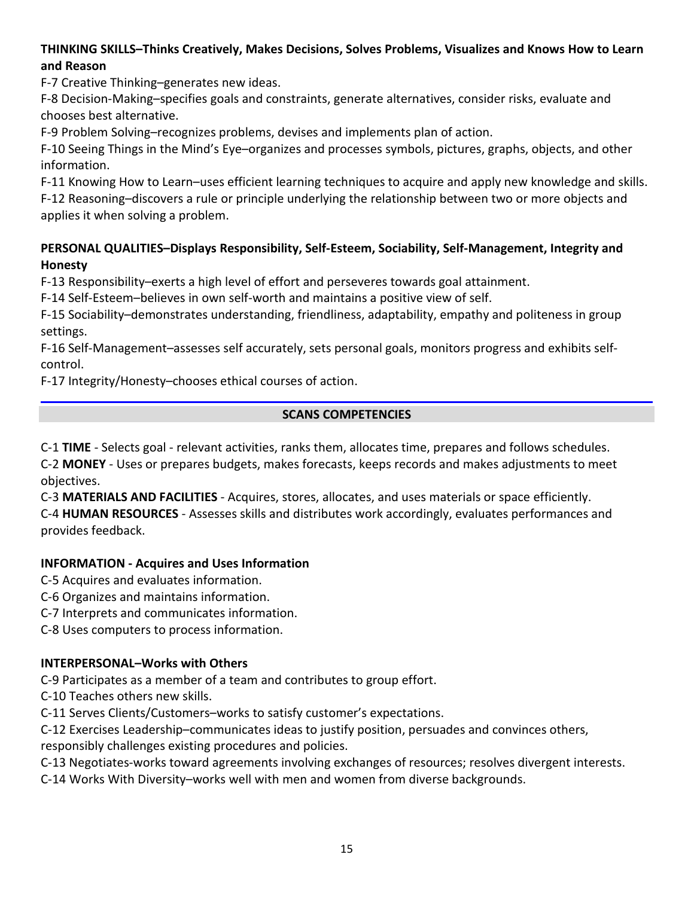**THINKING SKILLS–Thinks Creatively, Makes Decisions, Solves Problems, Visualizes and Knows How to Learn and Reason**

F-7 Creative Thinking–generates new ideas.

F-8 Decision-Making–specifies goals and constraints, generate alternatives, consider risks, evaluate and chooses best alternative.

F-9 Problem Solving–recognizes problems, devises and implements plan of action.

F-10 Seeing Things in the Mind's Eye–organizes and processes symbols, pictures, graphs, objects, and other information.

F-11 Knowing How to Learn–uses efficient learning techniques to acquire and apply new knowledge and skills.

F-12 Reasoning–discovers a rule or principle underlying the relationship between two or more objects and applies it when solving a problem.

**PERSONAL QUALITIES–Displays Responsibility, Self-Esteem, Sociability, Self-Management, Integrity and Honesty**

F-13 Responsibility–exerts a high level of effort and perseveres towards goal attainment.

F-14 Self-Esteem–believes in own self-worth and maintains a positive view of self.

F-15 Sociability–demonstrates understanding, friendliness, adaptability, empathy and politeness in group settings.

F-16 Self-Management–assesses self accurately, sets personal goals, monitors progress and exhibits self-control.

F-17 Integrity/Honesty–chooses ethical courses of action.

## SCANS COMPETENCIES

C-1 **TIME** - Selects goal - relevant activities, ranks them, allocates time, prepares and follows schedules.

C-2 **MONEY** - Uses or prepares budgets, makes forecasts, keeps records and makes adjustments to meet objectives.

C-3 **MATERIALS AND FACILITIES** - Acquires, stores, allocates, and uses materials or space efficiently.

C-4 **HUMAN RESOURCES** - Assesses skills and distributes work accordingly, evaluates performances and provides feedback.

**INFORMATION - Acquires and Uses Information**

C-5 Acquires and evaluates information.

C-6 Organizes and maintains information.

C-7 Interprets and communicates information.

C-8 Uses computers to process information.

**INTERPERSONAL–Works with Others**

C-9 Participates as a member of a team and contributes to group effort.

C-10 Teaches others new skills.

C-11 Serves Clients/Customers–works to satisfy customer's expectations.

C-12 Exercises Leadership–communicates ideas to justify position, persuades and convinces others, responsibly challenges existing procedures and policies.

C-13 Negotiates-works toward agreements involving exchanges of resources; resolves divergent interests.

C-14 Works With Diversity–works well with men and women from diverse backgrounds.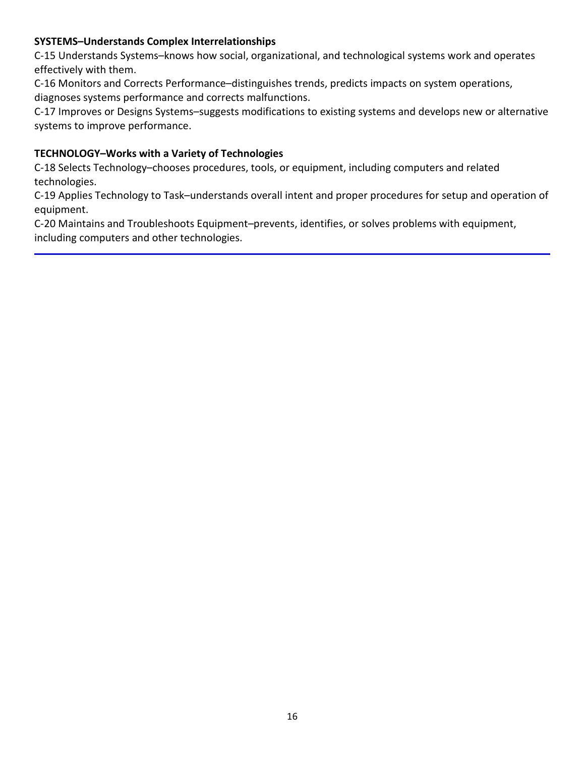**SYSTEMS–Understands Complex Interrelationships**

C-15 Understands Systems–knows how social, organizational, and technological systems work and operates effectively with them.

C-16 Monitors and Corrects Performance–distinguishes trends, predicts impacts on system operations, diagnoses systems performance and corrects malfunctions.

C-17 Improves or Designs Systems–suggests modifications to existing systems and develops new or alternative systems to improve performance.

**TECHNOLOGY–Works with a Variety of Technologies**

C-18 Selects Technology–chooses procedures, tools, or equipment, including computers and related technologies.

C-19 Applies Technology to Task–understands overall intent and proper procedures for setup and operation of equipment.

C-20 Maintains and Troubleshoots Equipment–prevents, identifies, or solves problems with equipment, including computers and other technologies.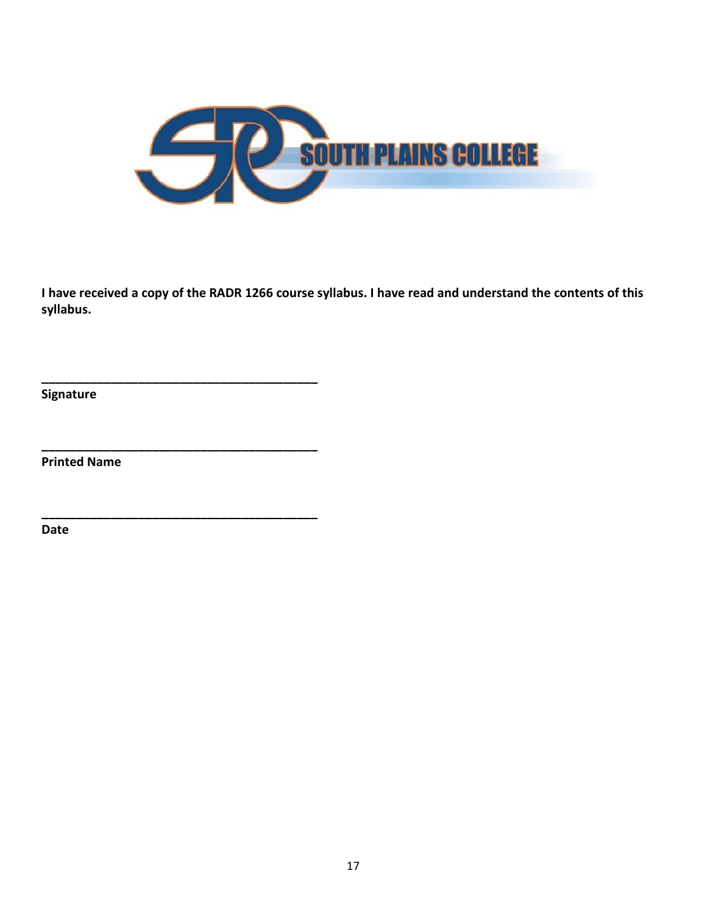**I have received a copy of the RADR 1266 course syllabus. I have read and understand the contents of this syllabus.**

\_\_\_\_\_\_\_\_\_\_\_\_\_\_\_\_\_\_\_\_\_\_\_\_\_\_\_\_\_\_\_\_\_\_\_\_\_\_\_\_

**Signature**

\_\_\_\_\_\_\_\_\_\_\_\_\_\_\_\_\_\_\_\_\_\_\_\_\_\_\_\_\_\_\_\_\_\_\_\_\_\_\_\_

**Printed Name**

\_\_\_\_\_\_\_\_\_\_\_\_\_\_\_\_\_\_\_\_\_\_\_\_\_\_\_\_\_\_\_\_\_\_\_\_\_\_\_\_

**Date**